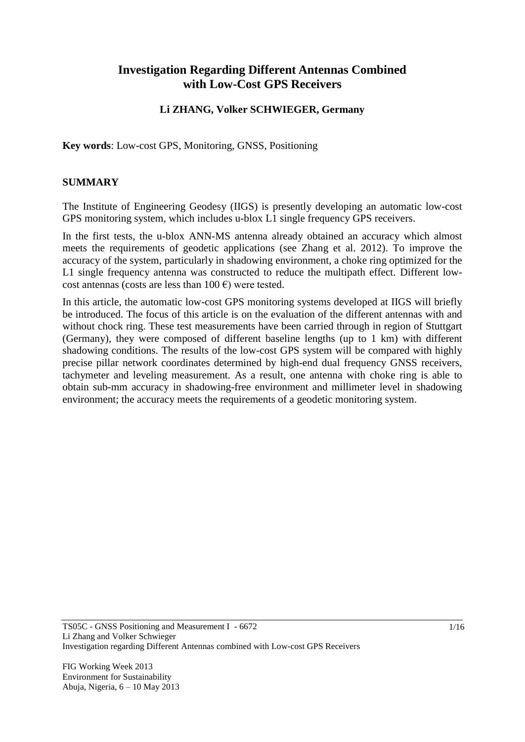# Investigation Regarding Different Antennas Combined with Low-Cost GPS Receivers

**Li ZHANG, Volker SCHWIEGER, Germany**

**Key words**: Low-cost GPS, Monitoring, GNSS, Positioning

## SUMMARY

The Institute of Engineering Geodesy (IIGS) is presently developing an automatic low-cost GPS monitoring system, which includes u-blox L1 single frequency GPS receivers.

In the first tests, the u-blox ANN-MS antenna already obtained an accuracy which almost meets the requirements of geodetic applications (see Zhang et al. 2012). To improve the accuracy of the system, particularly in shadowing environment, a choke ring optimized for the L1 single frequency antenna was constructed to reduce the multipath effect. Different low-cost antennas (costs are less than 100 €) were tested.

In this article, the automatic low-cost GPS monitoring systems developed at IIGS will briefly be introduced. The focus of this article is on the evaluation of the different antennas with and without chock ring. These test measurements have been carried through in region of Stuttgart (Germany), they were composed of different baseline lengths (up to 1 km) with different shadowing conditions. The results of the low-cost GPS system will be compared with highly precise pillar network coordinates determined by high-end dual frequency GNSS receivers, tachymeter and leveling measurement. As a result, one antenna with choke ring is able to obtain sub-mm accuracy in shadowing-free environment and millimeter level in shadowing environment; the accuracy meets the requirements of a geodetic monitoring system.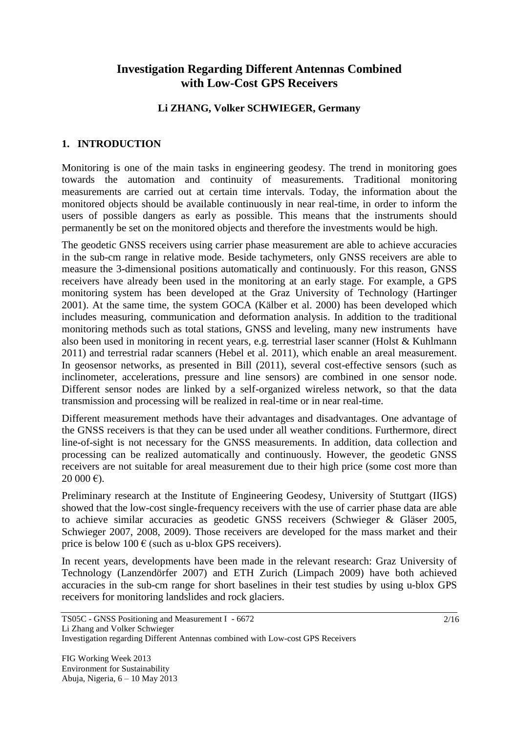# Investigation Regarding Different Antennas Combined with Low-Cost GPS Receivers

**Li ZHANG, Volker SCHWIEGER, Germany**

## 1. INTRODUCTION

Monitoring is one of the main tasks in engineering geodesy. The trend in monitoring goes towards the automation and continuity of measurements. Traditional monitoring measurements are carried out at certain time intervals. Today, the information about the monitored objects should be available continuously in near real-time, in order to inform the users of possible dangers as early as possible. This means that the instruments should permanently be set on the monitored objects and therefore the investments would be high.

The geodetic GNSS receivers using carrier phase measurement are able to achieve accuracies in the sub-cm range in relative mode. Beside tachymeters, only GNSS receivers are able to measure the 3-dimensional positions automatically and continuously. For this reason, GNSS receivers have already been used in the monitoring at an early stage. For example, a GPS monitoring system has been developed at the Graz University of Technology (Hartinger 2001). At the same time, the system GOCA (Kälber et al. 2000) has been developed which includes measuring, communication and deformation analysis. In addition to the traditional monitoring methods such as total stations, GNSS and leveling, many new instruments have also been used in monitoring in recent years, e.g. terrestrial laser scanner (Holst & Kuhlmann 2011) and terrestrial radar scanners (Hebel et al. 2011), which enable an areal measurement. In geosensor networks, as presented in Bill (2011), several cost-effective sensors (such as inclinometer, accelerations, pressure and line sensors) are combined in one sensor node. Different sensor nodes are linked by a self-organized wireless network, so that the data transmission and processing will be realized in real-time or in near real-time.

Different measurement methods have their advantages and disadvantages. One advantage of the GNSS receivers is that they can be used under all weather conditions. Furthermore, direct line-of-sight is not necessary for the GNSS measurements. In addition, data collection and processing can be realized automatically and continuously. However, the geodetic GNSS receivers are not suitable for areal measurement due to their high price (some cost more than 20 000 €).

Preliminary research at the Institute of Engineering Geodesy, University of Stuttgart (IIGS) showed that the low-cost single-frequency receivers with the use of carrier phase data are able to achieve similar accuracies as geodetic GNSS receivers (Schwieger & Gläser 2005, Schwieger 2007, 2008, 2009). Those receivers are developed for the mass market and their price is below 100 € (such as u-blox GPS receivers).

In recent years, developments have been made in the relevant research: Graz University of Technology (Lanzendörfer 2007) and ETH Zurich (Limpach 2009) have both achieved accuracies in the sub-cm range for short baselines in their test studies by using u-blox GPS receivers for monitoring landslides and rock glaciers.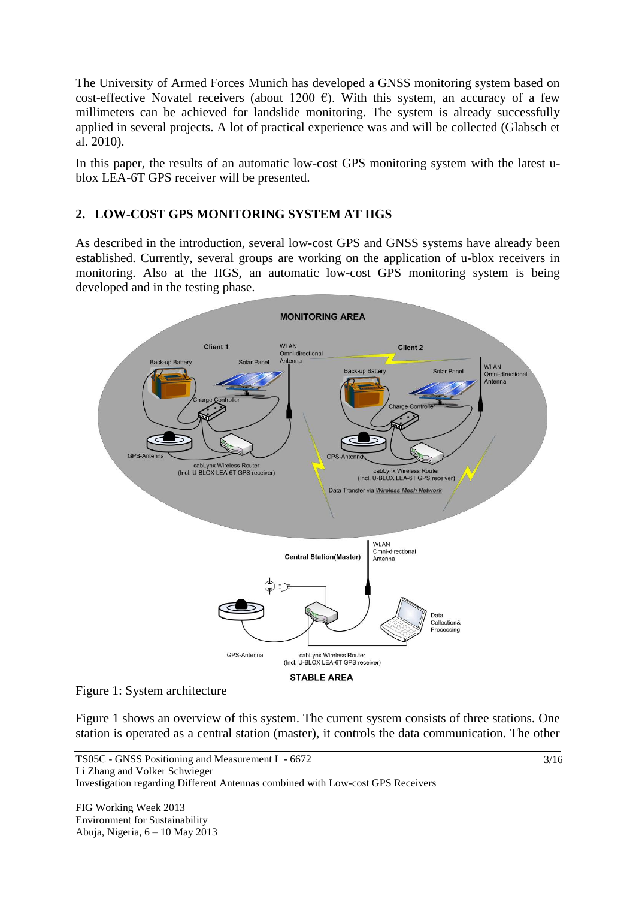The University of Armed Forces Munich has developed a GNSS monitoring system based on cost-effective Novatel receivers (about 1200 €). With this system, an accuracy of a few millimeters can be achieved for landslide monitoring. The system is already successfully applied in several projects. A lot of practical experience was and will be collected (Glabsch et al. 2010).

In this paper, the results of an automatic low-cost GPS monitoring system with the latest u-blox LEA-6T GPS receiver will be presented.

## 2. LOW-COST GPS MONITORING SYSTEM AT IIGS

As described in the introduction, several low-cost GPS and GNSS systems have already been established. Currently, several groups are working on the application of u-blox receivers in monitoring. Also at the IIGS, an automatic low-cost GPS monitoring system is being developed and in the testing phase.

MONITORING AREA

Client 1

Back-up Battery

Solar Panel

WLAN Omni-directional Antenna

Charge Controller

GPS-Antenna

cabLynx Wireless Router (Incl. U-BLOX LEA-6T GPS receiver)

Client 2

Back-up Battery

Solar Panel

WLAN Omni-directional Antenna

Charge Controller

GPS-Antenna

cabLynx Wireless Router (Incl. U-BLOX LEA-6T GPS receiver)

Data Transfer via Wireless Mesh Network

Central Station(Master)

WLAN Omni-directional Antenna

GPS-Antenna

cabLynx Wireless Router (Incl. U-BLOX LEA-6T GPS receiver)

Data Collection& Processing

STABLE AREA

Figure 1: System architecture

Figure 1 shows an overview of this system. The current system consists of three stations. One station is operated as a central station (master), it controls the data communication. The other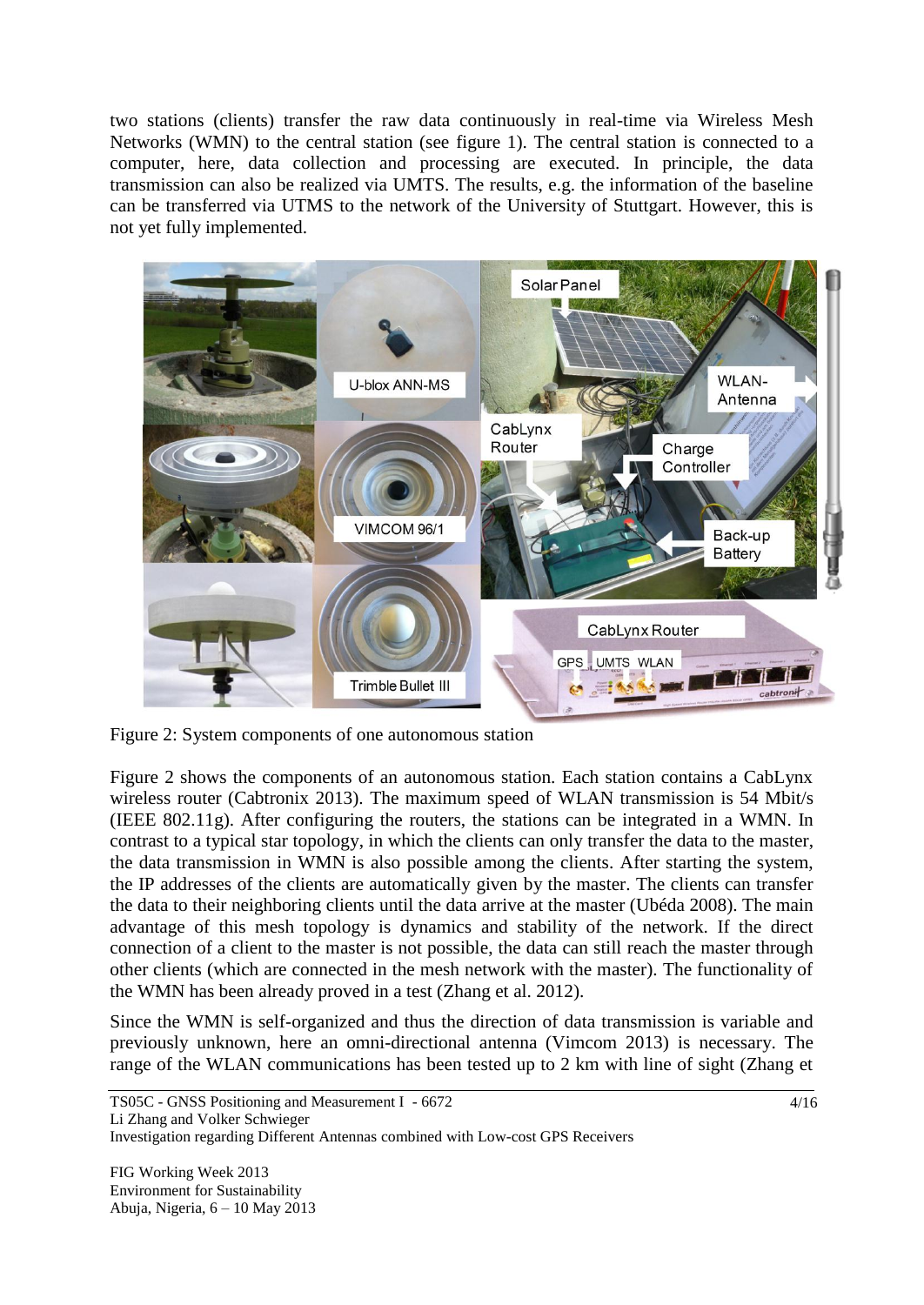two stations (clients) transfer the raw data continuously in real-time via Wireless Mesh Networks (WMN) to the central station (see figure 1). The central station is connected to a computer, here, data collection and processing are executed. In principle, the data transmission can also be realized via UMTS. The results, e.g. the information of the baseline can be transferred via UTMS to the network of the University of Stuttgart. However, this is not yet fully implemented.

Solar Panel
U-blox ANN-MS
WLAN-Antenna
CabLynx Router
Charge Controller
VIMCOM 96/1
Back-up Battery
CabLynx Router
GPS
UMTS
WLAN
Trimble Bullet III

Figure 2: System components of one autonomous station

Figure 2 shows the components of an autonomous station. Each station contains a CabLynx wireless router (Cabtronix 2013). The maximum speed of WLAN transmission is 54 Mbit/s (IEEE 802.11g). After configuring the routers, the stations can be integrated in a WMN. In contrast to a typical star topology, in which the clients can only transfer the data to the master, the data transmission in WMN is also possible among the clients. After starting the system, the IP addresses of the clients are automatically given by the master. The clients can transfer the data to their neighboring clients until the data arrive at the master (Ubéda 2008). The main advantage of this mesh topology is dynamics and stability of the network. If the direct connection of a client to the master is not possible, the data can still reach the master through other clients (which are connected in the mesh network with the master). The functionality of the WMN has been already proved in a test (Zhang et al. 2012).

Since the WMN is self-organized and thus the direction of data transmission is variable and previously unknown, here an omni-directional antenna (Vimcom 2013) is necessary. The range of the WLAN communications has been tested up to 2 km with line of sight (Zhang et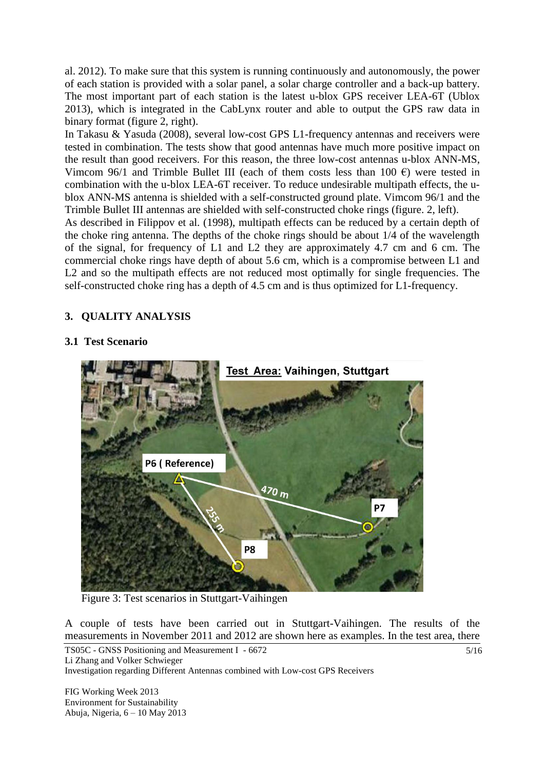al. 2012). To make sure that this system is running continuously and autonomously, the power of each station is provided with a solar panel, a solar charge controller and a back-up battery. The most important part of each station is the latest u-blox GPS receiver LEA-6T (Ublox 2013), which is integrated in the CabLynx router and able to output the GPS raw data in binary format (figure 2, right).

In Takasu & Yasuda (2008), several low-cost GPS L1-frequency antennas and receivers were tested in combination. The tests show that good antennas have much more positive impact on the result than good receivers. For this reason, the three low-cost antennas u-blox ANN-MS, Vimcom 96/1 and Trimble Bullet III (each of them costs less than 100 €) were tested in combination with the u-blox LEA-6T receiver. To reduce undesirable multipath effects, the u-blox ANN-MS antenna is shielded with a self-constructed ground plate. Vimcom 96/1 and the Trimble Bullet III antennas are shielded with self-constructed choke rings (figure. 2, left).

As described in Filippov et al. (1998), multipath effects can be reduced by a certain depth of the choke ring antenna. The depths of the choke rings should be about 1/4 of the wavelength of the signal, for frequency of L1 and L2 they are approximately 4.7 cm and 6 cm. The commercial choke rings have depth of about 5.6 cm, which is a compromise between L1 and L2 and so the multipath effects are not reduced most optimally for single frequencies. The self-constructed choke ring has a depth of 4.5 cm and is thus optimized for L1-frequency.

## 3. QUALITY ANALYSIS

### 3.1 Test Scenario

Test Area: Vaihingen, Stuttgart

P6 ( Reference)

470 m

255 m

P7

P8

Figure 3: Test scenarios in Stuttgart-Vaihingen

A couple of tests have been carried out in Stuttgart-Vaihingen. The results of the measurements in November 2011 and 2012 are shown here as examples. In the test area, there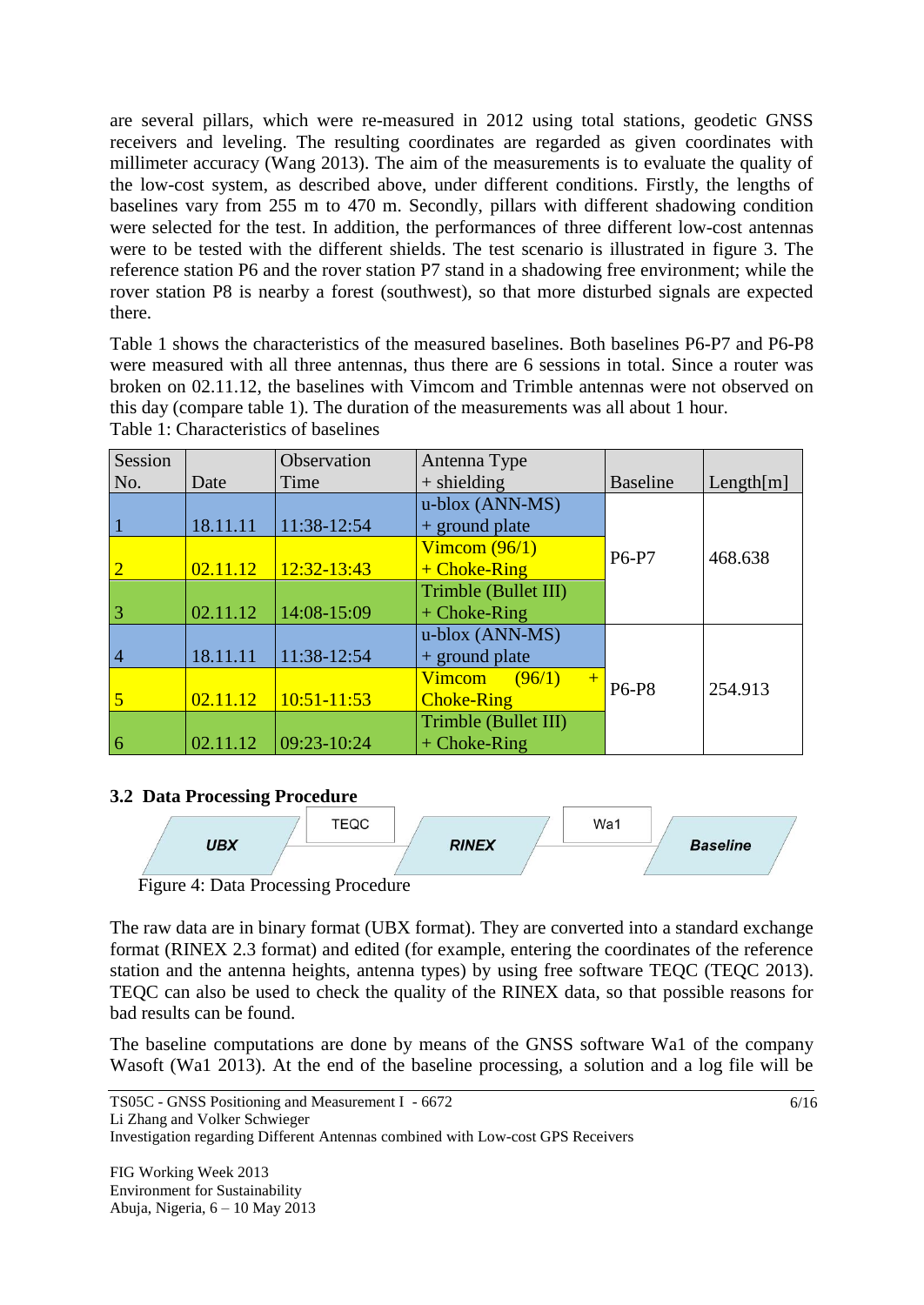are several pillars, which were re-measured in 2012 using total stations, geodetic GNSS receivers and leveling. The resulting coordinates are regarded as given coordinates with millimeter accuracy (Wang 2013). The aim of the measurements is to evaluate the quality of the low-cost system, as described above, under different conditions. Firstly, the lengths of baselines vary from 255 m to 470 m. Secondly, pillars with different shadowing condition were selected for the test. In addition, the performances of three different low-cost antennas were to be tested with the different shields. The test scenario is illustrated in figure 3. The reference station P6 and the rover station P7 stand in a shadowing free environment; while the rover station P8 is nearby a forest (southwest), so that more disturbed signals are expected there.

Table 1 shows the characteristics of the measured baselines. Both baselines P6-P7 and P6-P8 were measured with all three antennas, thus there are 6 sessions in total. Since a router was broken on 02.11.12, the baselines with Vimcom and Trimble antennas were not observed on this day (compare table 1). The duration of the measurements was all about 1 hour.

Table 1: Characteristics of baselines

| Session No. | Date | Observation Time | Antenna Type + shielding | Baseline | Length[m] |
|---|---|---|---|---|---|
| 1 | 18.11.11 | 11:38-12:54 | u-blox (ANN-MS) + ground plate | P6-P7 | 468.638 |
| 2 | 02.11.12 | 12:32-13:43 | Vimcom (96/1) + Choke-Ring | | |
| 3 | 02.11.12 | 14:08-15:09 | Trimble (Bullet III) + Choke-Ring | | |
| 4 | 18.11.11 | 11:38-12:54 | u-blox (ANN-MS) + ground plate | P6-P8 | 254.913 |
| 5 | 02.11.12 | 10:51-11:53 | Vimcom (96/1) + Choke-Ring | | |
| 6 | 02.11.12 | 09:23-10:24 | Trimble (Bullet III) + Choke-Ring | | |

### 3.2 Data Processing Procedure

UBX
TEQC
RINEX
Wa1
Baseline

Figure 4: Data Processing Procedure

The raw data are in binary format (UBX format). They are converted into a standard exchange format (RINEX 2.3 format) and edited (for example, entering the coordinates of the reference station and the antenna heights, antenna types) by using free software TEQC (TEQC 2013). TEQC can also be used to check the quality of the RINEX data, so that possible reasons for bad results can be found.

The baseline computations are done by means of the GNSS software Wa1 of the company Wasoft (Wa1 2013). At the end of the baseline processing, a solution and a log file will be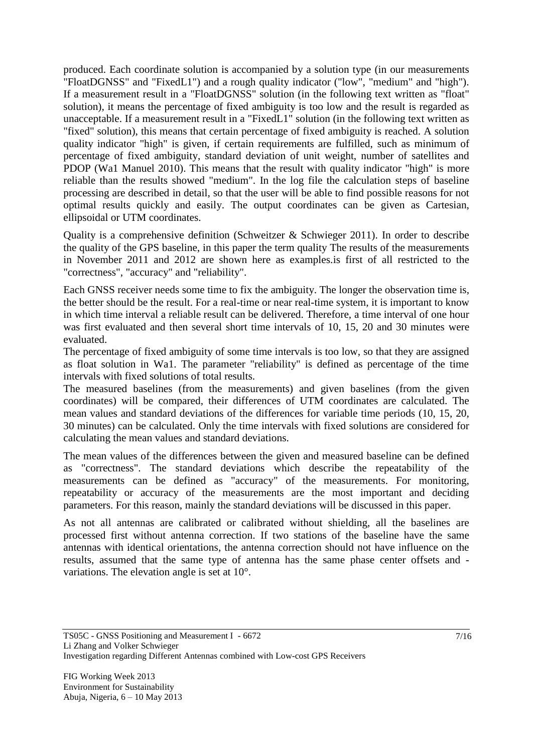produced. Each coordinate solution is accompanied by a solution type (in our measurements "FloatDGNSS" and "FixedL1") and a rough quality indicator ("low", "medium" and "high"). If a measurement result in a "FloatDGNSS" solution (in the following text written as "float" solution), it means the percentage of fixed ambiguity is too low and the result is regarded as unacceptable. If a measurement result in a "FixedL1" solution (in the following text written as "fixed" solution), this means that certain percentage of fixed ambiguity is reached. A solution quality indicator "high" is given, if certain requirements are fulfilled, such as minimum of percentage of fixed ambiguity, standard deviation of unit weight, number of satellites and PDOP (Wa1 Manuel 2010). This means that the result with quality indicator "high" is more reliable than the results showed "medium". In the log file the calculation steps of baseline processing are described in detail, so that the user will be able to find possible reasons for not optimal results quickly and easily. The output coordinates can be given as Cartesian, ellipsoidal or UTM coordinates.

Quality is a comprehensive definition (Schweitzer & Schwieger 2011). In order to describe the quality of the GPS baseline, in this paper the term quality The results of the measurements in November 2011 and 2012 are shown here as examples.is first of all restricted to the "correctness", "accuracy" and "reliability".

Each GNSS receiver needs some time to fix the ambiguity. The longer the observation time is, the better should be the result. For a real-time or near real-time system, it is important to know in which time interval a reliable result can be delivered. Therefore, a time interval of one hour was first evaluated and then several short time intervals of 10, 15, 20 and 30 minutes were evaluated.

The percentage of fixed ambiguity of some time intervals is too low, so that they are assigned as float solution in Wa1. The parameter "reliability" is defined as percentage of the time intervals with fixed solutions of total results.

The measured baselines (from the measurements) and given baselines (from the given coordinates) will be compared, their differences of UTM coordinates are calculated. The mean values and standard deviations of the differences for variable time periods (10, 15, 20, 30 minutes) can be calculated. Only the time intervals with fixed solutions are considered for calculating the mean values and standard deviations.

The mean values of the differences between the given and measured baseline can be defined as "correctness". The standard deviations which describe the repeatability of the measurements can be defined as "accuracy" of the measurements. For monitoring, repeatability or accuracy of the measurements are the most important and deciding parameters. For this reason, mainly the standard deviations will be discussed in this paper.

As not all antennas are calibrated or calibrated without shielding, all the baselines are processed first without antenna correction. If two stations of the baseline have the same antennas with identical orientations, the antenna correction should not have influence on the results, assumed that the same type of antenna has the same phase center offsets and -variations. The elevation angle is set at 10°.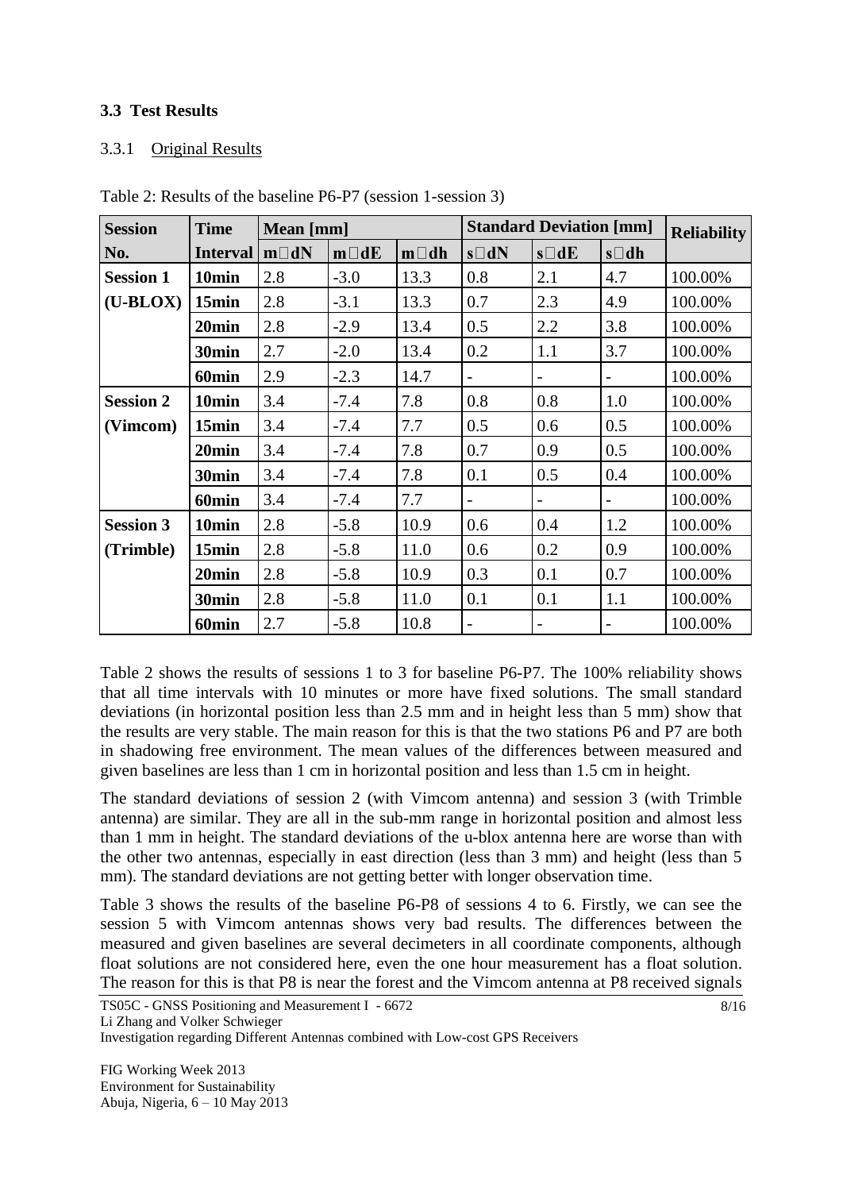### 3.3 Test Results

#### 3.3.1 Original Results

Table 2: Results of the baseline P6-P7 (session 1-session 3)

| Session | Time | Mean [mm] | | | Standard Deviation [mm] | | | Reliability |
|---|---|---|---|---|---|---|---|---|
| **No.** | **Interval** | **m dN** | **m dE** | **m dh** | **s dN** | **s dE** | **s dh** | |
| **Session 1** | **10min** | 2.8 | -3.0 | 13.3 | 0.8 | 2.1 | 4.7 | 100.00% |
| **(U-BLOX)** | **15min** | 2.8 | -3.1 | 13.3 | 0.7 | 2.3 | 4.9 | 100.00% |
| | **20min** | 2.8 | -2.9 | 13.4 | 0.5 | 2.2 | 3.8 | 100.00% |
| | **30min** | 2.7 | -2.0 | 13.4 | 0.2 | 1.1 | 3.7 | 100.00% |
| | **60min** | 2.9 | -2.3 | 14.7 | - | - | - | 100.00% |
| **Session 2** | **10min** | 3.4 | -7.4 | 7.8 | 0.8 | 0.8 | 1.0 | 100.00% |
| **(Vimcom)** | **15min** | 3.4 | -7.4 | 7.7 | 0.5 | 0.6 | 0.5 | 100.00% |
| | **20min** | 3.4 | -7.4 | 7.8 | 0.7 | 0.9 | 0.5 | 100.00% |
| | **30min** | 3.4 | -7.4 | 7.8 | 0.1 | 0.5 | 0.4 | 100.00% |
| | **60min** | 3.4 | -7.4 | 7.7 | - | - | - | 100.00% |
| **Session 3** | **10min** | 2.8 | -5.8 | 10.9 | 0.6 | 0.4 | 1.2 | 100.00% |
| **(Trimble)** | **15min** | 2.8 | -5.8 | 11.0 | 0.6 | 0.2 | 0.9 | 100.00% |
| | **20min** | 2.8 | -5.8 | 10.9 | 0.3 | 0.1 | 0.7 | 100.00% |
| | **30min** | 2.8 | -5.8 | 11.0 | 0.1 | 0.1 | 1.1 | 100.00% |
| | **60min** | 2.7 | -5.8 | 10.8 | - | - | - | 100.00% |

Table 2 shows the results of sessions 1 to 3 for baseline P6-P7. The 100% reliability shows that all time intervals with 10 minutes or more have fixed solutions. The small standard deviations (in horizontal position less than 2.5 mm and in height less than 5 mm) show that the results are very stable. The main reason for this is that the two stations P6 and P7 are both in shadowing free environment. The mean values of the differences between measured and given baselines are less than 1 cm in horizontal position and less than 1.5 cm in height.

The standard deviations of session 2 (with Vimcom antenna) and session 3 (with Trimble antenna) are similar. They are all in the sub-mm range in horizontal position and almost less than 1 mm in height. The standard deviations of the u-blox antenna here are worse than with the other two antennas, especially in east direction (less than 3 mm) and height (less than 5 mm). The standard deviations are not getting better with longer observation time.

Table 3 shows the results of the baseline P6-P8 of sessions 4 to 6. Firstly, we can see the session 5 with Vimcom antennas shows very bad results. The differences between the measured and given baselines are several decimeters in all coordinate components, although float solutions are not considered here, even the one hour measurement has a float solution. The reason for this is that P8 is near the forest and the Vimcom antenna at P8 received signals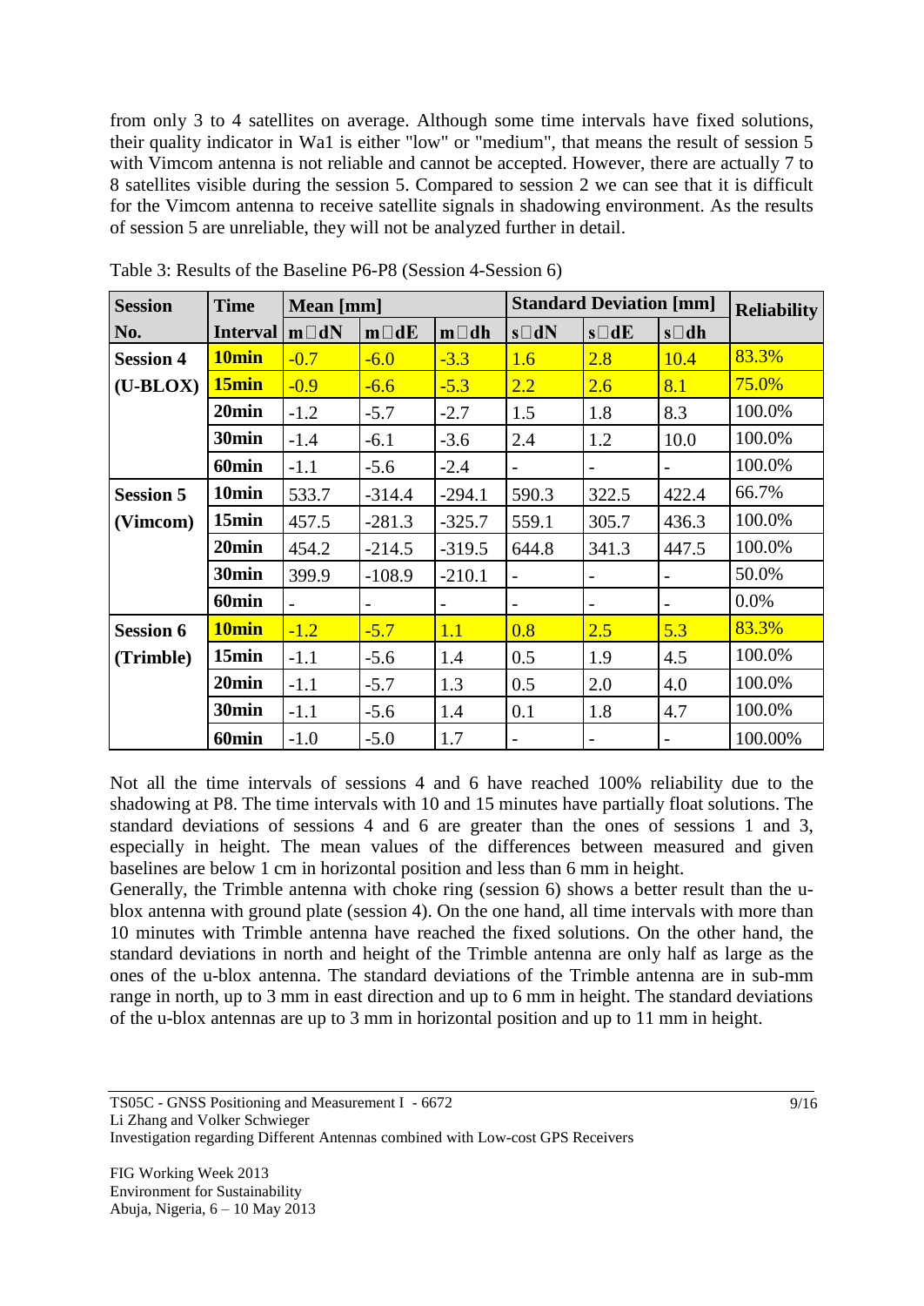from only 3 to 4 satellites on average. Although some time intervals have fixed solutions, their quality indicator in Wa1 is either "low" or "medium", that means the result of session 5 with Vimcom antenna is not reliable and cannot be accepted. However, there are actually 7 to 8 satellites visible during the session 5. Compared to session 2 we can see that it is difficult for the Vimcom antenna to receive satellite signals in shadowing environment. As the results of session 5 are unreliable, they will not be analyzed further in detail.

Table 3: Results of the Baseline P6-P8 (Session 4-Session 6)

| Session | Time | Mean [mm] | | | Standard Deviation [mm] | | | Reliability |
|---|---|---|---|---|---|---|---|---|
| No. | Interval | m□dN | m□dE | m□dh | s□dN | s□dE | s□dh | |
| Session 4 | 10min | -0.7 | -6.0 | -3.3 | 1.6 | 2.8 | 10.4 | 83.3% |
| (U-BLOX) | 15min | -0.9 | -6.6 | -5.3 | 2.2 | 2.6 | 8.1 | 75.0% |
| | 20min | -1.2 | -5.7 | -2.7 | 1.5 | 1.8 | 8.3 | 100.0% |
| | 30min | -1.4 | -6.1 | -3.6 | 2.4 | 1.2 | 10.0 | 100.0% |
| | 60min | -1.1 | -5.6 | -2.4 | - | - | - | 100.0% |
| Session 5 | 10min | 533.7 | -314.4 | -294.1 | 590.3 | 322.5 | 422.4 | 66.7% |
| (Vimcom) | 15min | 457.5 | -281.3 | -325.7 | 559.1 | 305.7 | 436.3 | 100.0% |
| | 20min | 454.2 | -214.5 | -319.5 | 644.8 | 341.3 | 447.5 | 100.0% |
| | 30min | 399.9 | -108.9 | -210.1 | - | - | - | 50.0% |
| | 60min | - | - | - | - | - | - | 0.0% |
| Session 6 | 10min | -1.2 | -5.7 | 1.1 | 0.8 | 2.5 | 5.3 | 83.3% |
| (Trimble) | 15min | -1.1 | -5.6 | 1.4 | 0.5 | 1.9 | 4.5 | 100.0% |
| | 20min | -1.1 | -5.7 | 1.3 | 0.5 | 2.0 | 4.0 | 100.0% |
| | 30min | -1.1 | -5.6 | 1.4 | 0.1 | 1.8 | 4.7 | 100.0% |
| | 60min | -1.0 | -5.0 | 1.7 | - | - | - | 100.00% |

Not all the time intervals of sessions 4 and 6 have reached 100% reliability due to the shadowing at P8. The time intervals with 10 and 15 minutes have partially float solutions. The standard deviations of sessions 4 and 6 are greater than the ones of sessions 1 and 3, especially in height. The mean values of the differences between measured and given baselines are below 1 cm in horizontal position and less than 6 mm in height.

Generally, the Trimble antenna with choke ring (session 6) shows a better result than the u-blox antenna with ground plate (session 4). On the one hand, all time intervals with more than 10 minutes with Trimble antenna have reached the fixed solutions. On the other hand, the standard deviations in north and height of the Trimble antenna are only half as large as the ones of the u-blox antenna. The standard deviations of the Trimble antenna are in sub-mm range in north, up to 3 mm in east direction and up to 6 mm in height. The standard deviations of the u-blox antennas are up to 3 mm in horizontal position and up to 11 mm in height.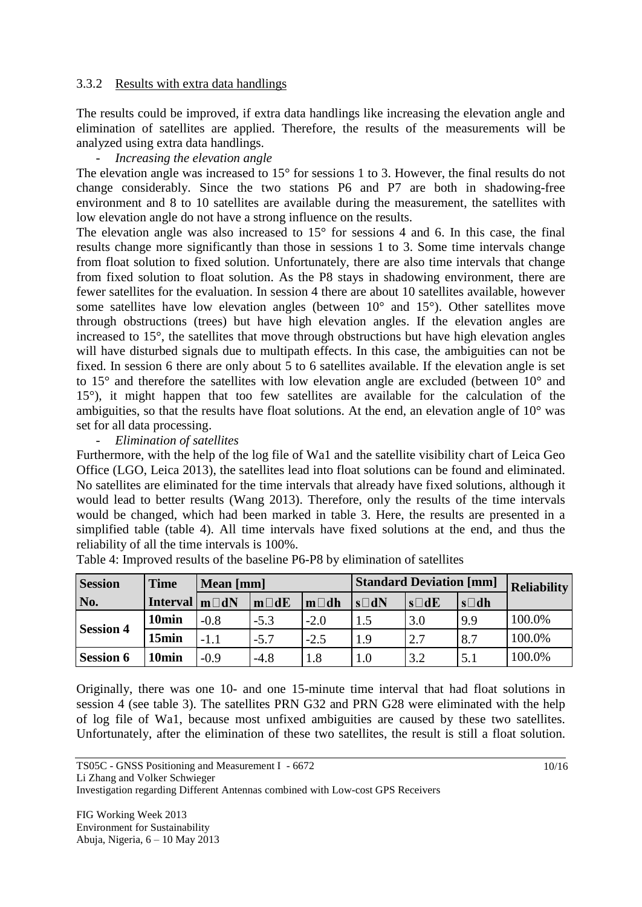### 3.3.2 Results with extra data handlings

The results could be improved, if extra data handlings like increasing the elevation angle and elimination of satellites are applied. Therefore, the results of the measurements will be analyzed using extra data handlings.

- *Increasing the elevation angle*

The elevation angle was increased to 15° for sessions 1 to 3. However, the final results do not change considerably. Since the two stations P6 and P7 are both in shadowing-free environment and 8 to 10 satellites are available during the measurement, the satellites with low elevation angle do not have a strong influence on the results.

The elevation angle was also increased to 15° for sessions 4 and 6. In this case, the final results change more significantly than those in sessions 1 to 3. Some time intervals change from float solution to fixed solution. Unfortunately, there are also time intervals that change from fixed solution to float solution. As the P8 stays in shadowing environment, there are fewer satellites for the evaluation. In session 4 there are about 10 satellites available, however some satellites have low elevation angles (between 10° and 15°). Other satellites move through obstructions (trees) but have high elevation angles. If the elevation angles are increased to 15°, the satellites that move through obstructions but have high elevation angles will have disturbed signals due to multipath effects. In this case, the ambiguities can not be fixed. In session 6 there are only about 5 to 6 satellites available. If the elevation angle is set to 15° and therefore the satellites with low elevation angle are excluded (between 10° and 15°), it might happen that too few satellites are available for the calculation of the ambiguities, so that the results have float solutions. At the end, an elevation angle of 10° was set for all data processing.

- *Elimination of satellites*

Furthermore, with the help of the log file of Wa1 and the satellite visibility chart of Leica Geo Office (LGO, Leica 2013), the satellites lead into float solutions can be found and eliminated. No satellites are eliminated for the time intervals that already have fixed solutions, although it would lead to better results (Wang 2013). Therefore, only the results of the time intervals would be changed, which had been marked in table 3. Here, the results are presented in a simplified table (table 4). All time intervals have fixed solutions at the end, and thus the reliability of all the time intervals is 100%.

Table 4: Improved results of the baseline P6-P8 by elimination of satellites

| Session No. | Time Interval | Mean [mm] | | | Standard Deviation [mm] | | | Reliability |
|---|---|---|---|---|---|---|---|---|
| | | m dN | m dE | m dh | s dN | s dE | s dh | |
| Session 4 | 10min | -0.8 | -5.3 | -2.0 | 1.5 | 3.0 | 9.9 | 100.0% |
| | 15min | -1.1 | -5.7 | -2.5 | 1.9 | 2.7 | 8.7 | 100.0% |
| Session 6 | 10min | -0.9 | -4.8 | 1.8 | 1.0 | 3.2 | 5.1 | 100.0% |

Originally, there was one 10- and one 15-minute time interval that had float solutions in session 4 (see table 3). The satellites PRN G32 and PRN G28 were eliminated with the help of log file of Wa1, because most unfixed ambiguities are caused by these two satellites. Unfortunately, after the elimination of these two satellites, the result is still a float solution.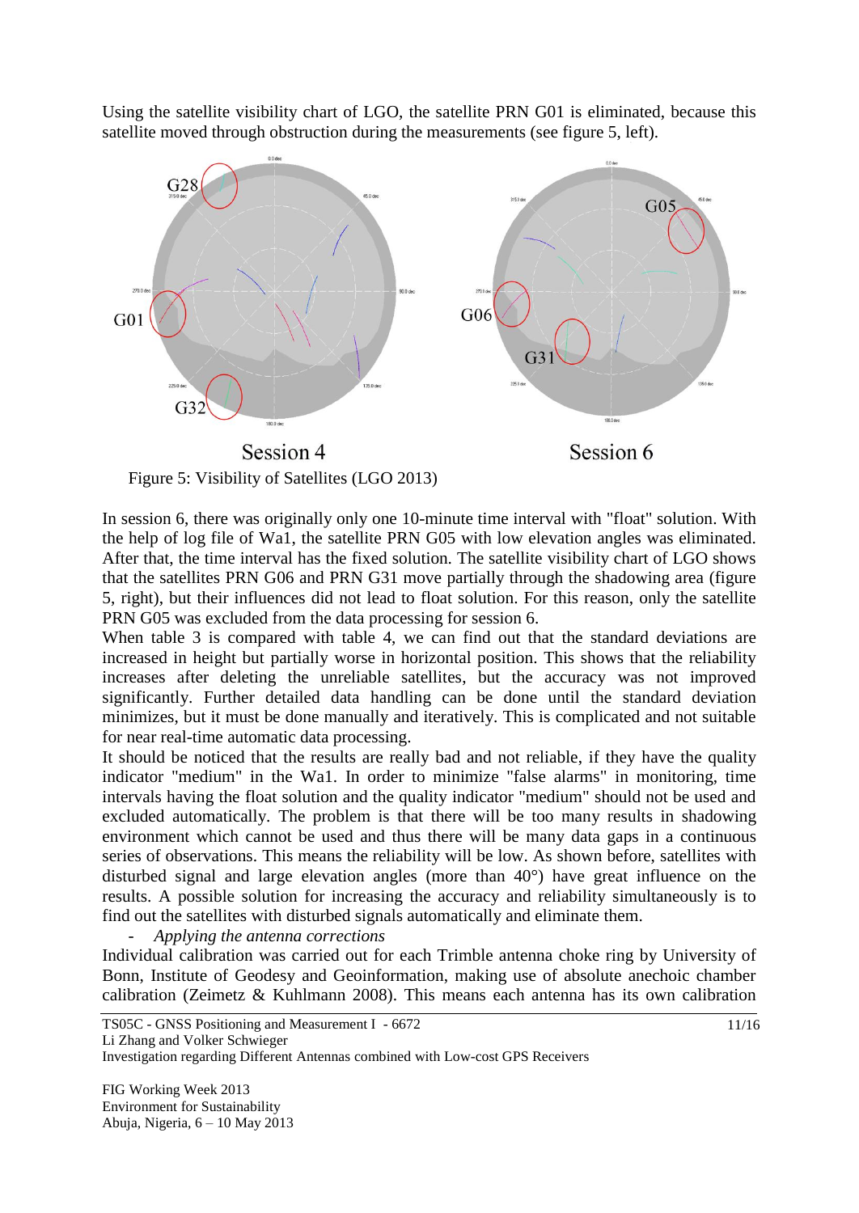Using the satellite visibility chart of LGO, the satellite PRN G01 is eliminated, because this satellite moved through obstruction during the measurements (see figure 5, left).

G28
G01
G32
Session 4

G05
G06
G31
Session 6

Figure 5: Visibility of Satellites (LGO 2013)

In session 6, there was originally only one 10-minute time interval with "float" solution. With the help of log file of Wa1, the satellite PRN G05 with low elevation angles was eliminated. After that, the time interval has the fixed solution. The satellite visibility chart of LGO shows that the satellites PRN G06 and PRN G31 move partially through the shadowing area (figure 5, right), but their influences did not lead to float solution. For this reason, only the satellite PRN G05 was excluded from the data processing for session 6.

When table 3 is compared with table 4, we can find out that the standard deviations are increased in height but partially worse in horizontal position. This shows that the reliability increases after deleting the unreliable satellites, but the accuracy was not improved significantly. Further detailed data handling can be done until the standard deviation minimizes, but it must be done manually and iteratively. This is complicated and not suitable for near real-time automatic data processing.

It should be noticed that the results are really bad and not reliable, if they have the quality indicator "medium" in the Wa1. In order to minimize "false alarms" in monitoring, time intervals having the float solution and the quality indicator "medium" should not be used and excluded automatically. The problem is that there will be too many results in shadowing environment which cannot be used and thus there will be many data gaps in a continuous series of observations. This means the reliability will be low. As shown before, satellites with disturbed signal and large elevation angles (more than 40°) have great influence on the results. A possible solution for increasing the accuracy and reliability simultaneously is to find out the satellites with disturbed signals automatically and eliminate them.

- *Applying the antenna corrections*

Individual calibration was carried out for each Trimble antenna choke ring by University of Bonn, Institute of Geodesy and Geoinformation, making use of absolute anechoic chamber calibration (Zeimetz & Kuhlmann 2008). This means each antenna has its own calibration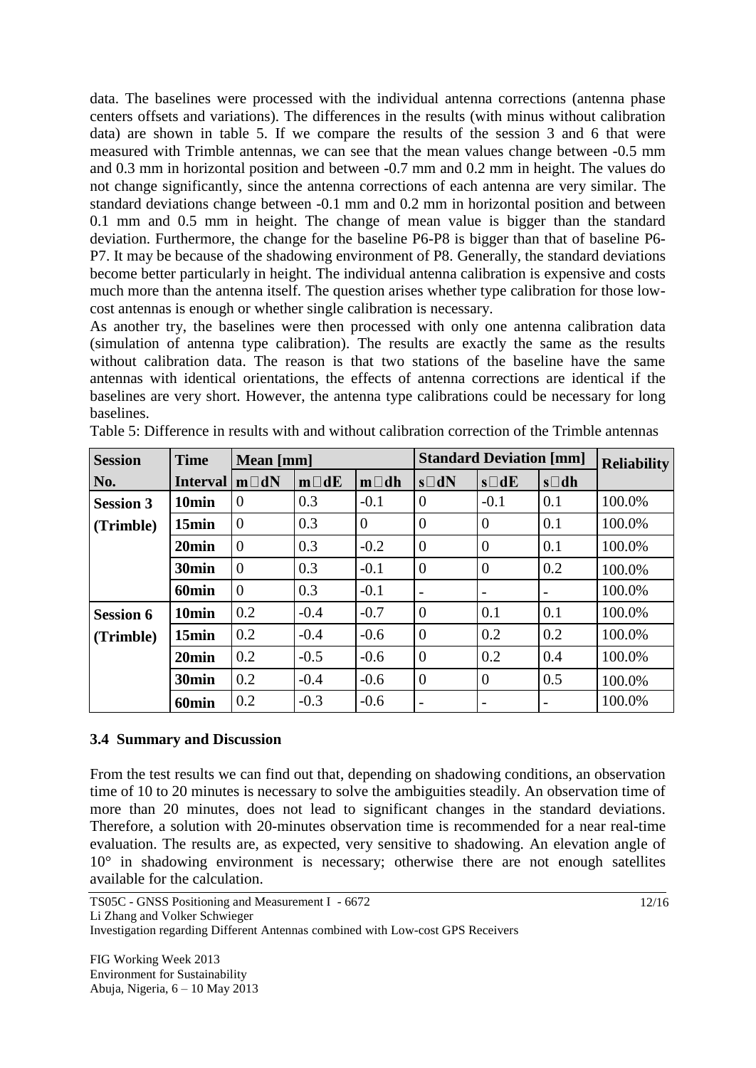data. The baselines were processed with the individual antenna corrections (antenna phase centers offsets and variations). The differences in the results (with minus without calibration data) are shown in table 5. If we compare the results of the session 3 and 6 that were measured with Trimble antennas, we can see that the mean values change between -0.5 mm and 0.3 mm in horizontal position and between -0.7 mm and 0.2 mm in height. The values do not change significantly, since the antenna corrections of each antenna are very similar. The standard deviations change between -0.1 mm and 0.2 mm in horizontal position and between 0.1 mm and 0.5 mm in height. The change of mean value is bigger than the standard deviation. Furthermore, the change for the baseline P6-P8 is bigger than that of baseline P6-P7. It may be because of the shadowing environment of P8. Generally, the standard deviations become better particularly in height. The individual antenna calibration is expensive and costs much more than the antenna itself. The question arises whether type calibration for those low-cost antennas is enough or whether single calibration is necessary.

As another try, the baselines were then processed with only one antenna calibration data (simulation of antenna type calibration). The results are exactly the same as the results without calibration data. The reason is that two stations of the baseline have the same antennas with identical orientations, the effects of antenna corrections are identical if the baselines are very short. However, the antenna type calibrations could be necessary for long baselines.

Table 5: Difference in results with and without calibration correction of the Trimble antennas

| **Session No.** | **Time Interval** | **Mean [mm]** | | | **Standard Deviation [mm]** | | | **Reliability** |
|---|---|---|---|---|---|---|---|---|
| | | **m dN** | **m dE** | **m dh** | **s dN** | **s dE** | **s dh** | |
| **Session 3 (Trimble)** | **10min** | 0 | 0.3 | -0.1 | 0 | -0.1 | 0.1 | 100.0% |
| | **15min** | 0 | 0.3 | 0 | 0 | 0 | 0.1 | 100.0% |
| | **20min** | 0 | 0.3 | -0.2 | 0 | 0 | 0.1 | 100.0% |
| | **30min** | 0 | 0.3 | -0.1 | 0 | 0 | 0.2 | 100.0% |
| | **60min** | 0 | 0.3 | -0.1 | - | - | - | 100.0% |
| **Session 6 (Trimble)** | **10min** | 0.2 | -0.4 | -0.7 | 0 | 0.1 | 0.1 | 100.0% |
| | **15min** | 0.2 | -0.4 | -0.6 | 0 | 0.2 | 0.2 | 100.0% |
| | **20min** | 0.2 | -0.5 | -0.6 | 0 | 0.2 | 0.4 | 100.0% |
| | **30min** | 0.2 | -0.4 | -0.6 | 0 | 0 | 0.5 | 100.0% |
| | **60min** | 0.2 | -0.3 | -0.6 | - | - | - | 100.0% |

### 3.4 Summary and Discussion

From the test results we can find out that, depending on shadowing conditions, an observation time of 10 to 20 minutes is necessary to solve the ambiguities steadily. An observation time of more than 20 minutes, does not lead to significant changes in the standard deviations. Therefore, a solution with 20-minutes observation time is recommended for a near real-time evaluation. The results are, as expected, very sensitive to shadowing. An elevation angle of 10° in shadowing environment is necessary; otherwise there are not enough satellites available for the calculation.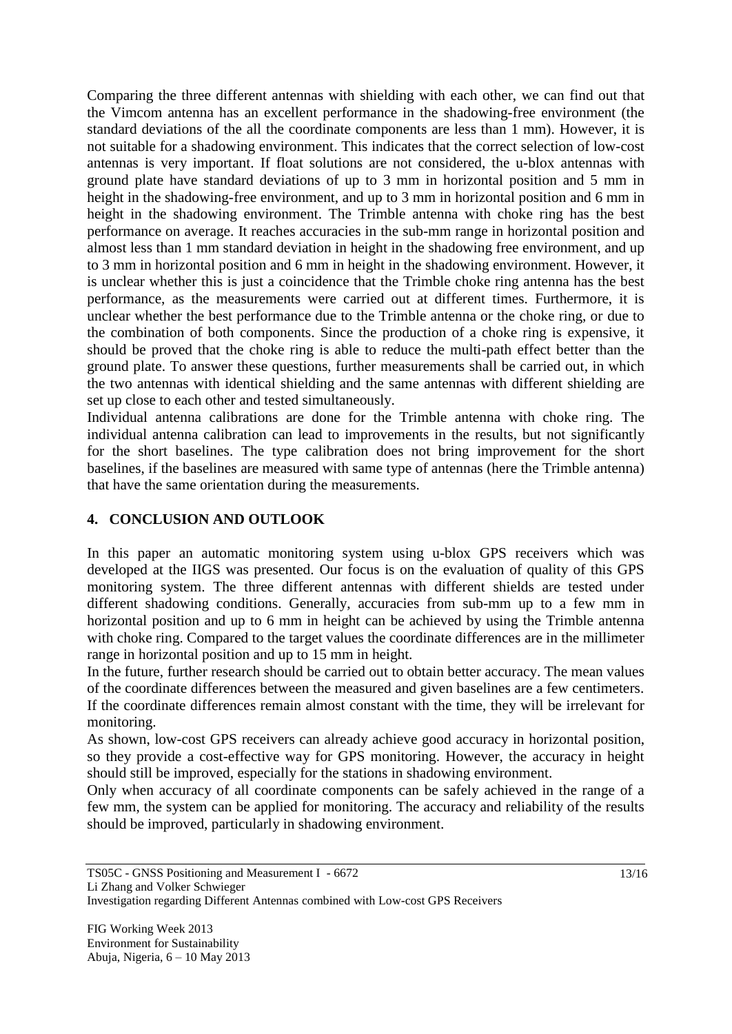Comparing the three different antennas with shielding with each other, we can find out that the Vimcom antenna has an excellent performance in the shadowing-free environment (the standard deviations of the all the coordinate components are less than 1 mm). However, it is not suitable for a shadowing environment. This indicates that the correct selection of low-cost antennas is very important. If float solutions are not considered, the u-blox antennas with ground plate have standard deviations of up to 3 mm in horizontal position and 5 mm in height in the shadowing-free environment, and up to 3 mm in horizontal position and 6 mm in height in the shadowing environment. The Trimble antenna with choke ring has the best performance on average. It reaches accuracies in the sub-mm range in horizontal position and almost less than 1 mm standard deviation in height in the shadowing free environment, and up to 3 mm in horizontal position and 6 mm in height in the shadowing environment. However, it is unclear whether this is just a coincidence that the Trimble choke ring antenna has the best performance, as the measurements were carried out at different times. Furthermore, it is unclear whether the best performance due to the Trimble antenna or the choke ring, or due to the combination of both components. Since the production of a choke ring is expensive, it should be proved that the choke ring is able to reduce the multi-path effect better than the ground plate. To answer these questions, further measurements shall be carried out, in which the two antennas with identical shielding and the same antennas with different shielding are set up close to each other and tested simultaneously.

Individual antenna calibrations are done for the Trimble antenna with choke ring. The individual antenna calibration can lead to improvements in the results, but not significantly for the short baselines. The type calibration does not bring improvement for the short baselines, if the baselines are measured with same type of antennas (here the Trimble antenna) that have the same orientation during the measurements.

## 4. CONCLUSION AND OUTLOOK

In this paper an automatic monitoring system using u-blox GPS receivers which was developed at the IIGS was presented. Our focus is on the evaluation of quality of this GPS monitoring system. The three different antennas with different shields are tested under different shadowing conditions. Generally, accuracies from sub-mm up to a few mm in horizontal position and up to 6 mm in height can be achieved by using the Trimble antenna with choke ring. Compared to the target values the coordinate differences are in the millimeter range in horizontal position and up to 15 mm in height.

In the future, further research should be carried out to obtain better accuracy. The mean values of the coordinate differences between the measured and given baselines are a few centimeters. If the coordinate differences remain almost constant with the time, they will be irrelevant for monitoring.

As shown, low-cost GPS receivers can already achieve good accuracy in horizontal position, so they provide a cost-effective way for GPS monitoring. However, the accuracy in height should still be improved, especially for the stations in shadowing environment.

Only when accuracy of all coordinate components can be safely achieved in the range of a few mm, the system can be applied for monitoring. The accuracy and reliability of the results should be improved, particularly in shadowing environment.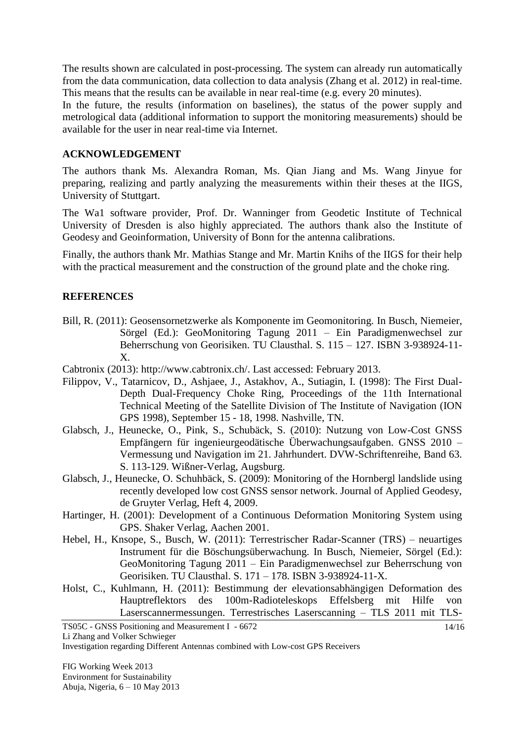The results shown are calculated in post-processing. The system can already run automatically from the data communication, data collection to data analysis (Zhang et al. 2012) in real-time. This means that the results can be available in near real-time (e.g. every 20 minutes).
In the future, the results (information on baselines), the status of the power supply and metrological data (additional information to support the monitoring measurements) should be available for the user in near real-time via Internet.

## ACKNOWLEDGEMENT

The authors thank Ms. Alexandra Roman, Ms. Qian Jiang and Ms. Wang Jinyue for preparing, realizing and partly analyzing the measurements within their theses at the IIGS, University of Stuttgart.

The Wa1 software provider, Prof. Dr. Wanninger from Geodetic Institute of Technical University of Dresden is also highly appreciated. The authors thank also the Institute of Geodesy and Geoinformation, University of Bonn for the antenna calibrations.

Finally, the authors thank Mr. Mathias Stange and Mr. Martin Knihs of the IIGS for their help with the practical measurement and the construction of the ground plate and the choke ring.

## REFERENCES

Bill, R. (2011): Geosensornetzwerke als Komponente im Geomonitoring. In Busch, Niemeier, Sörgel (Ed.): GeoMonitoring Tagung 2011 – Ein Paradigmenwechsel zur Beherrschung von Georisiken. TU Clausthal. S. 115 – 127. ISBN 3-938924-11-X.

Cabtronix (2013): http://www.cabtronix.ch/. Last accessed: February 2013.

Filippov, V., Tatarnicov, D., Ashjaee, J., Astakhov, A., Sutiagin, I. (1998): The First Dual-Depth Dual-Frequency Choke Ring, Proceedings of the 11th International Technical Meeting of the Satellite Division of The Institute of Navigation (ION GPS 1998), September 15 - 18, 1998. Nashville, TN.

Glabsch, J., Heunecke, O., Pink, S., Schubäck, S. (2010): Nutzung von Low-Cost GNSS Empfängern für ingenieurgeodätische Überwachungsaufgaben. GNSS 2010 – Vermessung und Navigation im 21. Jahrhundert. DVW-Schriftenreihe, Band 63. S. 113-129. Wißner-Verlag, Augsburg.

Glabsch, J., Heunecke, O. Schuhbäck, S. (2009): Monitoring of the Hornbergl landslide using recently developed low cost GNSS sensor network. Journal of Applied Geodesy, de Gruyter Verlag, Heft 4, 2009.

Hartinger, H. (2001): Development of a Continuous Deformation Monitoring System using GPS. Shaker Verlag, Aachen 2001.

Hebel, H., Knsope, S., Busch, W. (2011): Terrestrischer Radar-Scanner (TRS) – neuartiges Instrument für die Böschungsüberwachung. In Busch, Niemeier, Sörgel (Ed.): GeoMonitoring Tagung 2011 – Ein Paradigmenwechsel zur Beherrschung von Georisiken. TU Clausthal. S. 171 – 178. ISBN 3-938924-11-X.

Holst, C., Kuhlmann, H. (2011): Bestimmung der elevationsabhängigen Deformation des Hauptreflektors des 100m-Radioteleskops Effelsberg mit Hilfe von Laserscannermessungen. Terrestrisches Laserscanning – TLS 2011 mit TLS-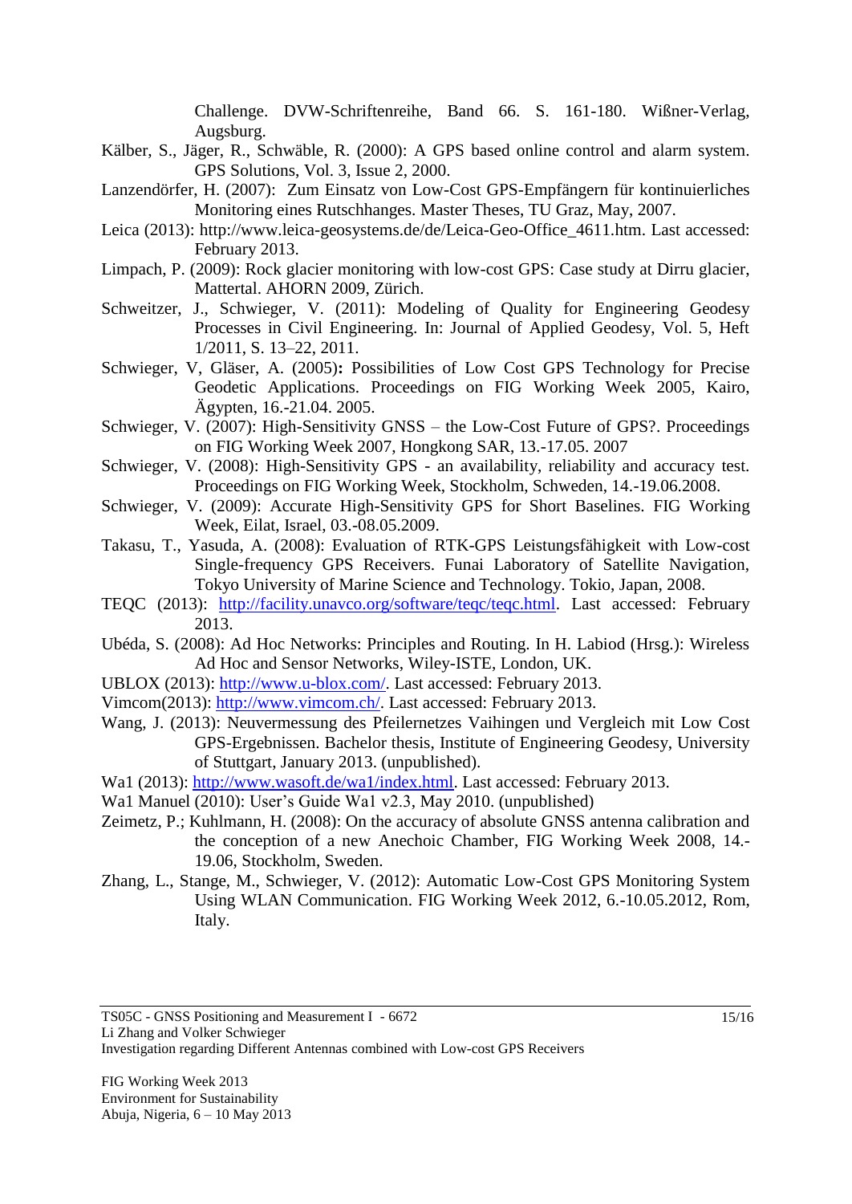Challenge. DVW-Schriftenreihe, Band 66. S. 161-180. Wißner-Verlag, Augsburg.

Kälber, S., Jäger, R., Schwäble, R. (2000): A GPS based online control and alarm system. GPS Solutions, Vol. 3, Issue 2, 2000.

Lanzendörfer, H. (2007): Zum Einsatz von Low-Cost GPS-Empfängern für kontinuierliches Monitoring eines Rutschhanges. Master Theses, TU Graz, May, 2007.

Leica (2013): http://www.leica-geosystems.de/de/Leica-Geo-Office_4611.htm. Last accessed: February 2013.

Limpach, P. (2009): Rock glacier monitoring with low-cost GPS: Case study at Dirru glacier, Mattertal. AHORN 2009, Zürich.

Schweitzer, J., Schwieger, V. (2011): Modeling of Quality for Engineering Geodesy Processes in Civil Engineering. In: Journal of Applied Geodesy, Vol. 5, Heft 1/2011, S. 13–22, 2011.

Schwieger, V, Gläser, A. (2005)**:** Possibilities of Low Cost GPS Technology for Precise Geodetic Applications. Proceedings on FIG Working Week 2005, Kairo, Ägypten, 16.-21.04. 2005.

Schwieger, V. (2007): High-Sensitivity GNSS – the Low-Cost Future of GPS?. Proceedings on FIG Working Week 2007, Hongkong SAR, 13.-17.05. 2007

Schwieger, V. (2008): High-Sensitivity GPS - an availability, reliability and accuracy test. Proceedings on FIG Working Week, Stockholm, Schweden, 14.-19.06.2008.

Schwieger, V. (2009): Accurate High-Sensitivity GPS for Short Baselines. FIG Working Week, Eilat, Israel, 03.-08.05.2009.

Takasu, T., Yasuda, A. (2008): Evaluation of RTK-GPS Leistungsfähigkeit with Low-cost Single-frequency GPS Receivers. Funai Laboratory of Satellite Navigation, Tokyo University of Marine Science and Technology. Tokio, Japan, 2008.

TEQC (2013): http://facility.unavco.org/software/teqc/teqc.html. Last accessed: February 2013.

Ubéda, S. (2008): Ad Hoc Networks: Principles and Routing. In H. Labiod (Hrsg.): Wireless Ad Hoc and Sensor Networks, Wiley-ISTE, London, UK.

UBLOX (2013): http://www.u-blox.com/. Last accessed: February 2013.

Vimcom(2013): http://www.vimcom.ch/. Last accessed: February 2013.

Wang, J. (2013): Neuvermessung des Pfeilernetzes Vaihingen und Vergleich mit Low Cost GPS-Ergebnissen. Bachelor thesis, Institute of Engineering Geodesy, University of Stuttgart, January 2013. (unpublished).

Wa1 (2013): http://www.wasoft.de/wa1/index.html. Last accessed: February 2013.

Wa1 Manuel (2010): User's Guide Wa1 v2.3, May 2010. (unpublished)

Zeimetz, P.; Kuhlmann, H. (2008): On the accuracy of absolute GNSS antenna calibration and the conception of a new Anechoic Chamber, FIG Working Week 2008, 14.-19.06, Stockholm, Sweden.

Zhang, L., Stange, M., Schwieger, V. (2012): Automatic Low-Cost GPS Monitoring System Using WLAN Communication. FIG Working Week 2012, 6.-10.05.2012, Rom, Italy.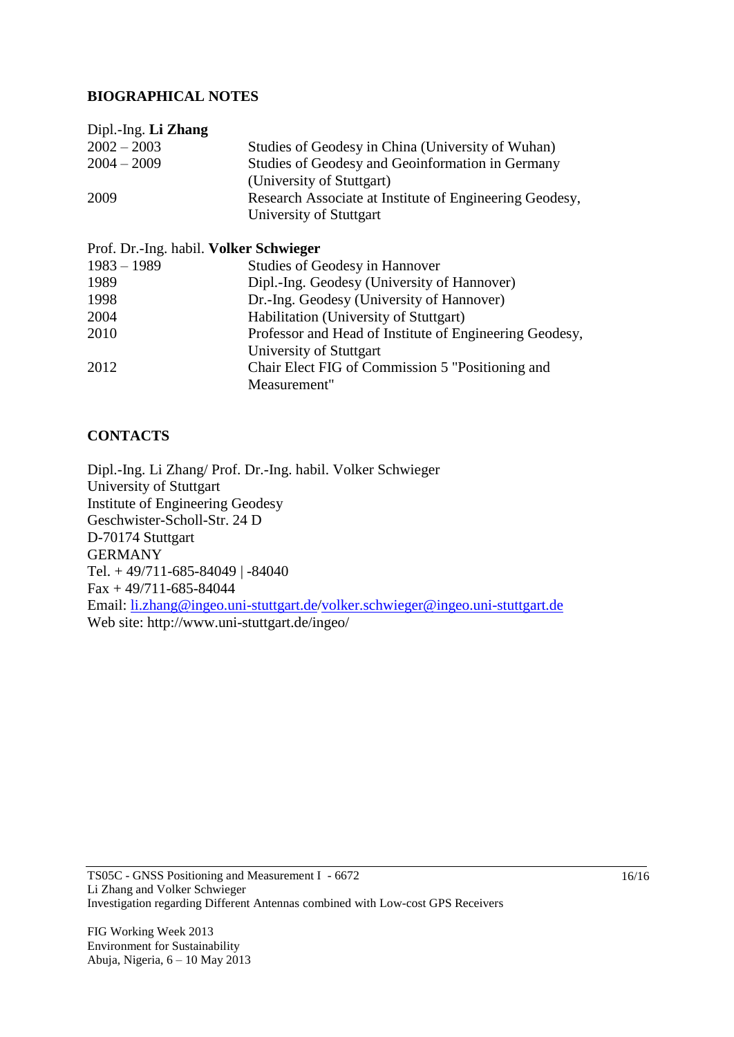## BIOGRAPHICAL NOTES

Dipl.-Ing. **Li Zhang**

| | |
|---|---|
| 2002 – 2003 | Studies of Geodesy in China (University of Wuhan) |
| 2004 – 2009 | Studies of Geodesy and Geoinformation in Germany (University of Stuttgart) |
| 2009 | Research Associate at Institute of Engineering Geodesy, University of Stuttgart |

Prof. Dr.-Ing. habil. **Volker Schwieger**

| | |
|---|---|
| 1983 – 1989 | Studies of Geodesy in Hannover |
| 1989 | Dipl.-Ing. Geodesy (University of Hannover) |
| 1998 | Dr.-Ing. Geodesy (University of Hannover) |
| 2004 | Habilitation (University of Stuttgart) |
| 2010 | Professor and Head of Institute of Engineering Geodesy, University of Stuttgart |
| 2012 | Chair Elect FIG of Commission 5 "Positioning and Measurement" |

## CONTACTS

Dipl.-Ing. Li Zhang/ Prof. Dr.-Ing. habil. Volker Schwieger  
University of Stuttgart  
Institute of Engineering Geodesy  
Geschwister-Scholl-Str. 24 D  
D-70174 Stuttgart  
GERMANY  
Tel. + 49/711-685-84049 | -84040  
Fax + 49/711-685-84044  
Email: li.zhang@ingeo.uni-stuttgart.de/volker.schwieger@ingeo.uni-stuttgart.de  
Web site: http://www.uni-stuttgart.de/ingeo/